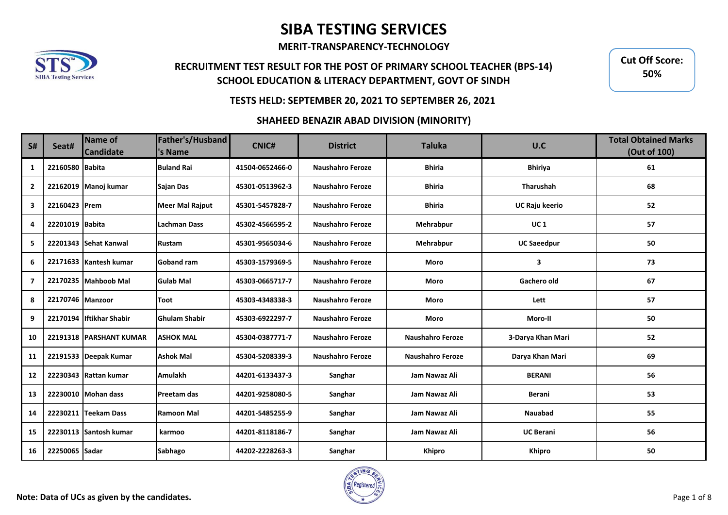# SIBA TESTING SERVICES

**MERIT-TRANSPARENCY-TECHNOLOGY**

## RECRUITMENT TEST RESULT FOR THE POST OF PRIMARY SCHOOL TEACHER (BPS-14)
## SCHOOL EDUCATION & LITERACY DEPARTMENT, GOVT OF SINDH

**Cut Off Score: 50%**

### TESTS HELD: SEPTEMBER 20, 2021 TO SEPTEMBER 26, 2021

### SHAHEED BENAZIR ABAD DIVISION (MINORITY)

| S# | Seat# | Name of Candidate | Father's/Husband's Name | CNIC# | District | Taluka | U.C | Total Obtained Marks (Out of 100) |
|---|---|---|---|---|---|---|---|---|
| 1 | 22160580 | Babita | Buland Rai | 41504-0652466-0 | Naushahro Feroze | Bhiria | Bhiriya | 61 |
| 2 | 22162019 | Manoj kumar | Sajan Das | 45301-0513962-3 | Naushahro Feroze | Bhiria | Tharushah | 68 |
| 3 | 22160423 | Prem | Meer Mal Rajput | 45301-5457828-7 | Naushahro Feroze | Bhiria | UC Raju keerio | 52 |
| 4 | 22201019 | Babita | Lachman Dass | 45302-4566595-2 | Naushahro Feroze | Mehrabpur | UC 1 | 57 |
| 5 | 22201343 | Sehat Kanwal | Rustam | 45301-9565034-6 | Naushahro Feroze | Mehrabpur | UC Saeedpur | 50 |
| 6 | 22171633 | Kantesh kumar | Goband ram | 45303-1579369-5 | Naushahro Feroze | Moro | 3 | 73 |
| 7 | 22170235 | Mahboob Mal | Gulab Mal | 45303-0665717-7 | Naushahro Feroze | Moro | Gachero old | 67 |
| 8 | 22170746 | Manzoor | Toot | 45303-4348338-3 | Naushahro Feroze | Moro | Lett | 57 |
| 9 | 22170194 | Iftikhar Shabir | Ghulam Shabir | 45303-6922297-7 | Naushahro Feroze | Moro | Moro-II | 50 |
| 10 | 22191318 | PARSHANT KUMAR | ASHOK MAL | 45304-0387771-7 | Naushahro Feroze | Naushahro Feroze | 3-Darya Khan Mari | 52 |
| 11 | 22191533 | Deepak Kumar | Ashok Mal | 45304-5208339-3 | Naushahro Feroze | Naushahro Feroze | Darya Khan Mari | 69 |
| 12 | 22230343 | Rattan kumar | Amulakh | 44201-6133437-3 | Sanghar | Jam Nawaz Ali | BERANI | 56 |
| 13 | 22230010 | Mohan dass | Preetam das | 44201-9258080-5 | Sanghar | Jam Nawaz Ali | Berani | 53 |
| 14 | 22230211 | Teekam Dass | Ramoon Mal | 44201-5485255-9 | Sanghar | Jam Nawaz Ali | Nauabad | 55 |
| 15 | 22230113 | Santosh kumar | karmoo | 44201-8118186-7 | Sanghar | Jam Nawaz Ali | UC Berani | 56 |
| 16 | 22250065 | Sadar | Sabhago | 44202-2228263-3 | Sanghar | Khipro | Khipro | 50 |

**Note: Data of UCs as given by the candidates.**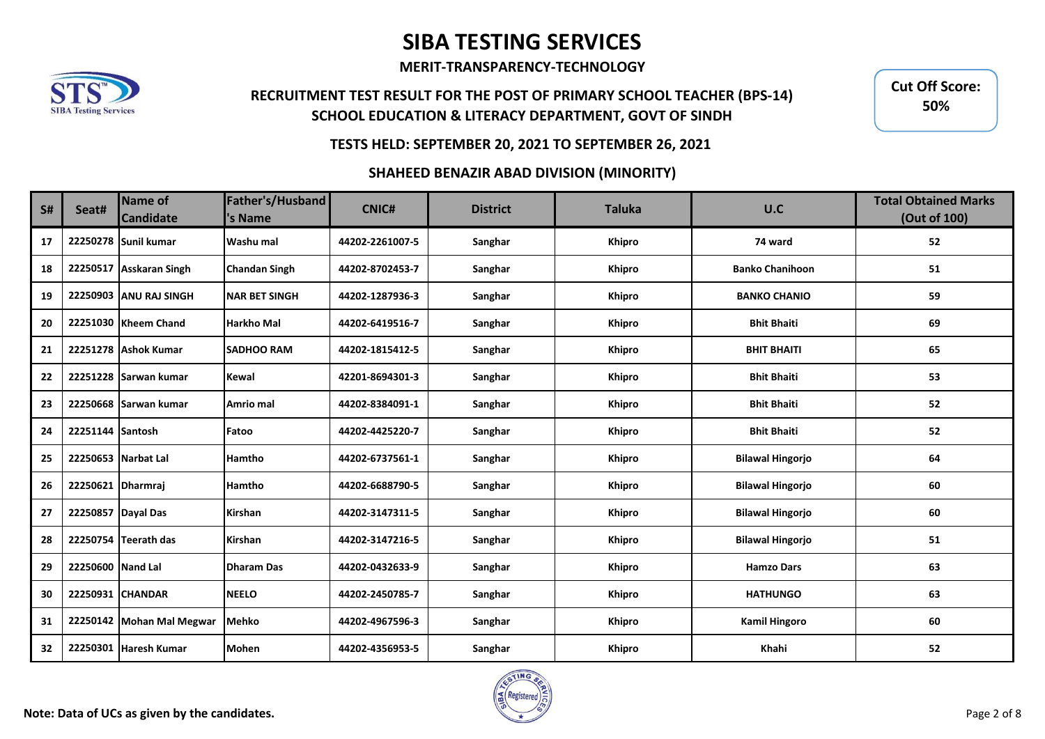# SIBA TESTING SERVICES

**MERIT-TRANSPARENCY-TECHNOLOGY**

## RECRUITMENT TEST RESULT FOR THE POST OF PRIMARY SCHOOL TEACHER (BPS-14)
## SCHOOL EDUCATION & LITERACY DEPARTMENT, GOVT OF SINDH

**Cut Off Score: 50%**

### TESTS HELD: SEPTEMBER 20, 2021 TO SEPTEMBER 26, 2021

### SHAHEED BENAZIR ABAD DIVISION (MINORITY)

| S# | Seat# | Name of Candidate | Father's/Husband's Name | CNIC# | District | Taluka | U.C | Total Obtained Marks (Out of 100) |
|---|---|---|---|---|---|---|---|---|
| 17 | 22250278 | Sunil kumar | Washu mal | 44202-2261007-5 | Sanghar | Khipro | 74 ward | 52 |
| 18 | 22250517 | Asskaran Singh | Chandan Singh | 44202-8702453-7 | Sanghar | Khipro | Banko Chanihoon | 51 |
| 19 | 22250903 | ANU RAJ SINGH | NAR BET SINGH | 44202-1287936-3 | Sanghar | Khipro | BANKO CHANIO | 59 |
| 20 | 22251030 | Kheem Chand | Harkho Mal | 44202-6419516-7 | Sanghar | Khipro | Bhit Bhaiti | 69 |
| 21 | 22251278 | Ashok Kumar | SADHOO RAM | 44202-1815412-5 | Sanghar | Khipro | BHIT BHAITI | 65 |
| 22 | 22251228 | Sarwan kumar | Kewal | 42201-8694301-3 | Sanghar | Khipro | Bhit Bhaiti | 53 |
| 23 | 22250668 | Sarwan kumar | Amrio mal | 44202-8384091-1 | Sanghar | Khipro | Bhit Bhaiti | 52 |
| 24 | 22251144 | Santosh | Fatoo | 44202-4425220-7 | Sanghar | Khipro | Bhit Bhaiti | 52 |
| 25 | 22250653 | Narbat Lal | Hamtho | 44202-6737561-1 | Sanghar | Khipro | Bilawal Hingorjo | 64 |
| 26 | 22250621 | Dharmraj | Hamtho | 44202-6688790-5 | Sanghar | Khipro | Bilawal Hingorjo | 60 |
| 27 | 22250857 | Dayal Das | Kirshan | 44202-3147311-5 | Sanghar | Khipro | Bilawal Hingorjo | 60 |
| 28 | 22250754 | Teerath das | Kirshan | 44202-3147216-5 | Sanghar | Khipro | Bilawal Hingorjo | 51 |
| 29 | 22250600 | Nand Lal | Dharam Das | 44202-0432633-9 | Sanghar | Khipro | Hamzo Dars | 63 |
| 30 | 22250931 | CHANDAR | NEELO | 44202-2450785-7 | Sanghar | Khipro | HATHUNGO | 63 |
| 31 | 22250142 | Mohan Mal Megwar | Mehko | 44202-4967596-3 | Sanghar | Khipro | Kamil Hingoro | 60 |
| 32 | 22250301 | Haresh Kumar | Mohen | 44202-4356953-5 | Sanghar | Khipro | Khahi | 52 |

**Note: Data of UCs as given by the candidates.**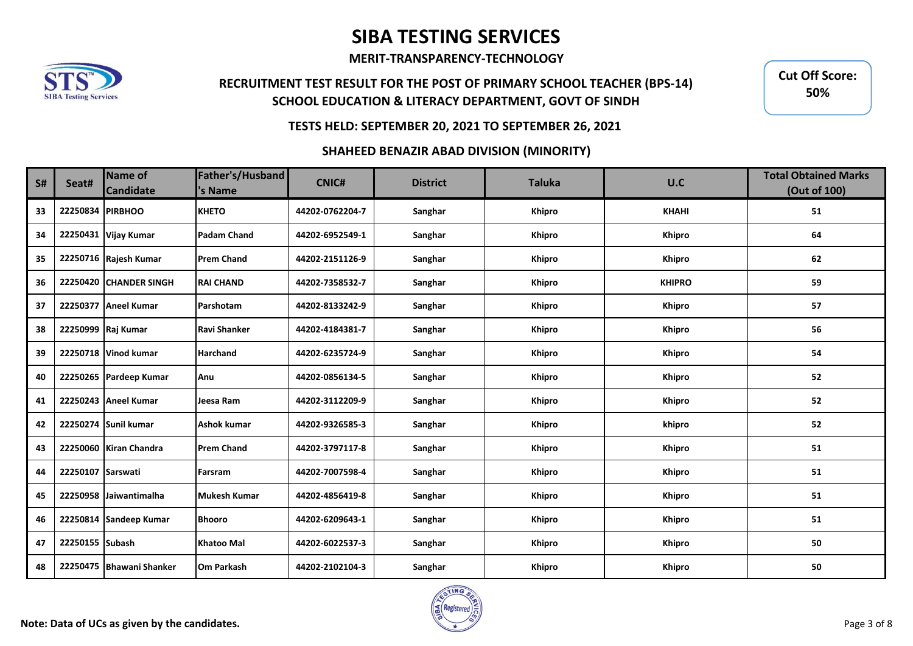# SIBA TESTING SERVICES

**MERIT-TRANSPARENCY-TECHNOLOGY**

**RECRUITMENT TEST RESULT FOR THE POST OF PRIMARY SCHOOL TEACHER (BPS-14)**
**SCHOOL EDUCATION & LITERACY DEPARTMENT, GOVT OF SINDH**

**Cut Off Score: 50%**

**TESTS HELD: SEPTEMBER 20, 2021 TO SEPTEMBER 26, 2021**

**SHAHEED BENAZIR ABAD DIVISION (MINORITY)**

| S# | Seat# | Name of Candidate | Father's/Husband's Name | CNIC# | District | Taluka | U.C | Total Obtained Marks (Out of 100) |
|---|---|---|---|---|---|---|---|---|
| 33 | 22250834 | PIRBHOO | KHETO | 44202-0762204-7 | Sanghar | Khipro | KHAHI | 51 |
| 34 | 22250431 | Vijay Kumar | Padam Chand | 44202-6952549-1 | Sanghar | Khipro | Khipro | 64 |
| 35 | 22250716 | Rajesh Kumar | Prem Chand | 44202-2151126-9 | Sanghar | Khipro | Khipro | 62 |
| 36 | 22250420 | CHANDER SINGH | RAI CHAND | 44202-7358532-7 | Sanghar | Khipro | KHIPRO | 59 |
| 37 | 22250377 | Aneel Kumar | Parshotam | 44202-8133242-9 | Sanghar | Khipro | Khipro | 57 |
| 38 | 22250999 | Raj Kumar | Ravi Shanker | 44202-4184381-7 | Sanghar | Khipro | Khipro | 56 |
| 39 | 22250718 | Vinod kumar | Harchand | 44202-6235724-9 | Sanghar | Khipro | Khipro | 54 |
| 40 | 22250265 | Pardeep Kumar | Anu | 44202-0856134-5 | Sanghar | Khipro | Khipro | 52 |
| 41 | 22250243 | Aneel Kumar | Jeesa Ram | 44202-3112209-9 | Sanghar | Khipro | Khipro | 52 |
| 42 | 22250274 | Sunil kumar | Ashok kumar | 44202-9326585-3 | Sanghar | Khipro | khipro | 52 |
| 43 | 22250060 | Kiran Chandra | Prem Chand | 44202-3797117-8 | Sanghar | Khipro | Khipro | 51 |
| 44 | 22250107 | Sarswati | Farsram | 44202-7007598-4 | Sanghar | Khipro | Khipro | 51 |
| 45 | 22250958 | Jaiwantimalha | Mukesh Kumar | 44202-4856419-8 | Sanghar | Khipro | Khipro | 51 |
| 46 | 22250814 | Sandeep Kumar | Bhooro | 44202-6209643-1 | Sanghar | Khipro | Khipro | 51 |
| 47 | 22250155 | Subash | Khatoo Mal | 44202-6022537-3 | Sanghar | Khipro | Khipro | 50 |
| 48 | 22250475 | Bhawani Shanker | Om Parkash | 44202-2102104-3 | Sanghar | Khipro | Khipro | 50 |

**Note: Data of UCs as given by the candidates.**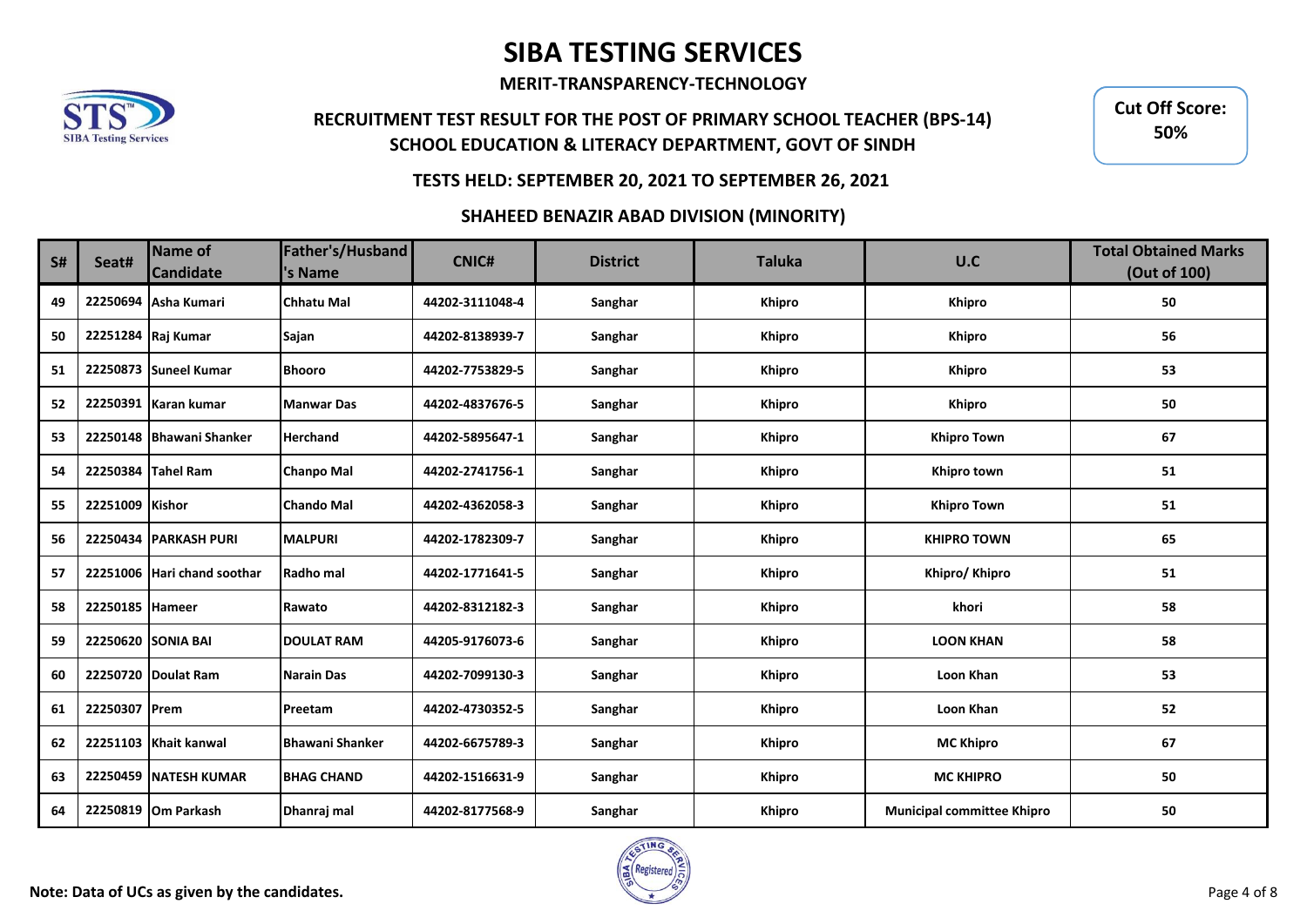# SIBA TESTING SERVICES

**MERIT-TRANSPARENCY-TECHNOLOGY**

**RECRUITMENT TEST RESULT FOR THE POST OF PRIMARY SCHOOL TEACHER (BPS-14)**
**SCHOOL EDUCATION & LITERACY DEPARTMENT, GOVT OF SINDH**

**Cut Off Score: 50%**

**TESTS HELD: SEPTEMBER 20, 2021 TO SEPTEMBER 26, 2021**

**SHAHEED BENAZIR ABAD DIVISION (MINORITY)**

| S# | Seat# | Name of Candidate | Father's/Husband's Name | CNIC# | District | Taluka | U.C | Total Obtained Marks (Out of 100) |
|---|---|---|---|---|---|---|---|---|
| 49 | 22250694 | Asha Kumari | Chhatu Mal | 44202-3111048-4 | Sanghar | Khipro | Khipro | 50 |
| 50 | 22251284 | Raj Kumar | Sajan | 44202-8138939-7 | Sanghar | Khipro | Khipro | 56 |
| 51 | 22250873 | Suneel Kumar | Bhooro | 44202-7753829-5 | Sanghar | Khipro | Khipro | 53 |
| 52 | 22250391 | Karan kumar | Manwar Das | 44202-4837676-5 | Sanghar | Khipro | Khipro | 50 |
| 53 | 22250148 | Bhawani Shanker | Herchand | 44202-5895647-1 | Sanghar | Khipro | Khipro Town | 67 |
| 54 | 22250384 | Tahel Ram | Chanpo Mal | 44202-2741756-1 | Sanghar | Khipro | Khipro town | 51 |
| 55 | 22251009 | Kishor | Chando Mal | 44202-4362058-3 | Sanghar | Khipro | Khipro Town | 51 |
| 56 | 22250434 | PARKASH PURI | MALPURI | 44202-1782309-7 | Sanghar | Khipro | KHIPRO TOWN | 65 |
| 57 | 22251006 | Hari chand soothar | Radho mal | 44202-1771641-5 | Sanghar | Khipro | Khipro/ Khipro | 51 |
| 58 | 22250185 | Hameer | Rawato | 44202-8312182-3 | Sanghar | Khipro | khori | 58 |
| 59 | 22250620 | SONIA BAI | DOULAT RAM | 44205-9176073-6 | Sanghar | Khipro | LOON KHAN | 58 |
| 60 | 22250720 | Doulat Ram | Narain Das | 44202-7099130-3 | Sanghar | Khipro | Loon Khan | 53 |
| 61 | 22250307 | Prem | Preetam | 44202-4730352-5 | Sanghar | Khipro | Loon Khan | 52 |
| 62 | 22251103 | Khait kanwal | Bhawani Shanker | 44202-6675789-3 | Sanghar | Khipro | MC Khipro | 67 |
| 63 | 22250459 | NATESH KUMAR | BHAG CHAND | 44202-1516631-9 | Sanghar | Khipro | MC KHIPRO | 50 |
| 64 | 22250819 | Om Parkash | Dhanraj mal | 44202-8177568-9 | Sanghar | Khipro | Municipal committee Khipro | 50 |

**Note: Data of UCs as given by the candidates.**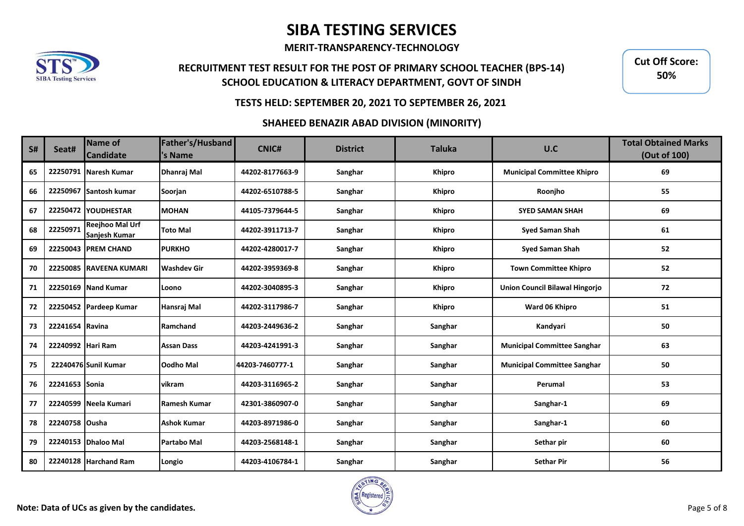# SIBA TESTING SERVICES

**MERIT-TRANSPARENCY-TECHNOLOGY**

**RECRUITMENT TEST RESULT FOR THE POST OF PRIMARY SCHOOL TEACHER (BPS-14)**
**SCHOOL EDUCATION & LITERACY DEPARTMENT, GOVT OF SINDH**

**Cut Off Score: 50%**

**TESTS HELD: SEPTEMBER 20, 2021 TO SEPTEMBER 26, 2021**

**SHAHEED BENAZIR ABAD DIVISION (MINORITY)**

| S# | Seat# | Name of Candidate | Father's/Husband's Name | CNIC# | District | Taluka | U.C | Total Obtained Marks (Out of 100) |
|---|---|---|---|---|---|---|---|---|
| 65 | 22250791 | Naresh Kumar | Dhanraj Mal | 44202-8177663-9 | Sanghar | Khipro | Municipal Committee Khipro | 69 |
| 66 | 22250967 | Santosh kumar | Soorjan | 44202-6510788-5 | Sanghar | Khipro | Roonjho | 55 |
| 67 | 22250472 | YOUDHESTAR | MOHAN | 44105-7379644-5 | Sanghar | Khipro | SYED SAMAN SHAH | 69 |
| 68 | 22250971 | Reejhoo Mal Urf Sanjesh Kumar | Toto Mal | 44202-3911713-7 | Sanghar | Khipro | Syed Saman Shah | 61 |
| 69 | 22250043 | PREM CHAND | PURKHO | 44202-4280017-7 | Sanghar | Khipro | Syed Saman Shah | 52 |
| 70 | 22250085 | RAVEENA KUMARI | Washdev Gir | 44202-3959369-8 | Sanghar | Khipro | Town Committee Khipro | 52 |
| 71 | 22250169 | Nand Kumar | Loono | 44202-3040895-3 | Sanghar | Khipro | Union Council Bilawal Hingorjo | 72 |
| 72 | 22250452 | Pardeep Kumar | Hansraj Mal | 44202-3117986-7 | Sanghar | Khipro | Ward 06 Khipro | 51 |
| 73 | 22241654 | Ravina | Ramchand | 44203-2449636-2 | Sanghar | Sanghar | Kandyari | 50 |
| 74 | 22240992 | Hari Ram | Assan Dass | 44203-4241991-3 | Sanghar | Sanghar | Municipal Committee Sanghar | 63 |
| 75 | 22240476 | Sunil Kumar | Oodho Mal | 44203-7460777-1 | Sanghar | Sanghar | Municipal Committee Sanghar | 50 |
| 76 | 22241653 | Sonia | vikram | 44203-3116965-2 | Sanghar | Sanghar | Perumal | 53 |
| 77 | 22240599 | Neela Kumari | Ramesh Kumar | 42301-3860907-0 | Sanghar | Sanghar | Sanghar-1 | 69 |
| 78 | 22240758 | Ousha | Ashok Kumar | 44203-8971986-0 | Sanghar | Sanghar | Sanghar-1 | 60 |
| 79 | 22240153 | Dhaloo Mal | Partabo Mal | 44203-2568148-1 | Sanghar | Sanghar | Sethar pir | 60 |
| 80 | 22240128 | Harchand Ram | Longio | 44203-4106784-1 | Sanghar | Sanghar | Sethar Pir | 56 |

**Note: Data of UCs as given by the candidates.**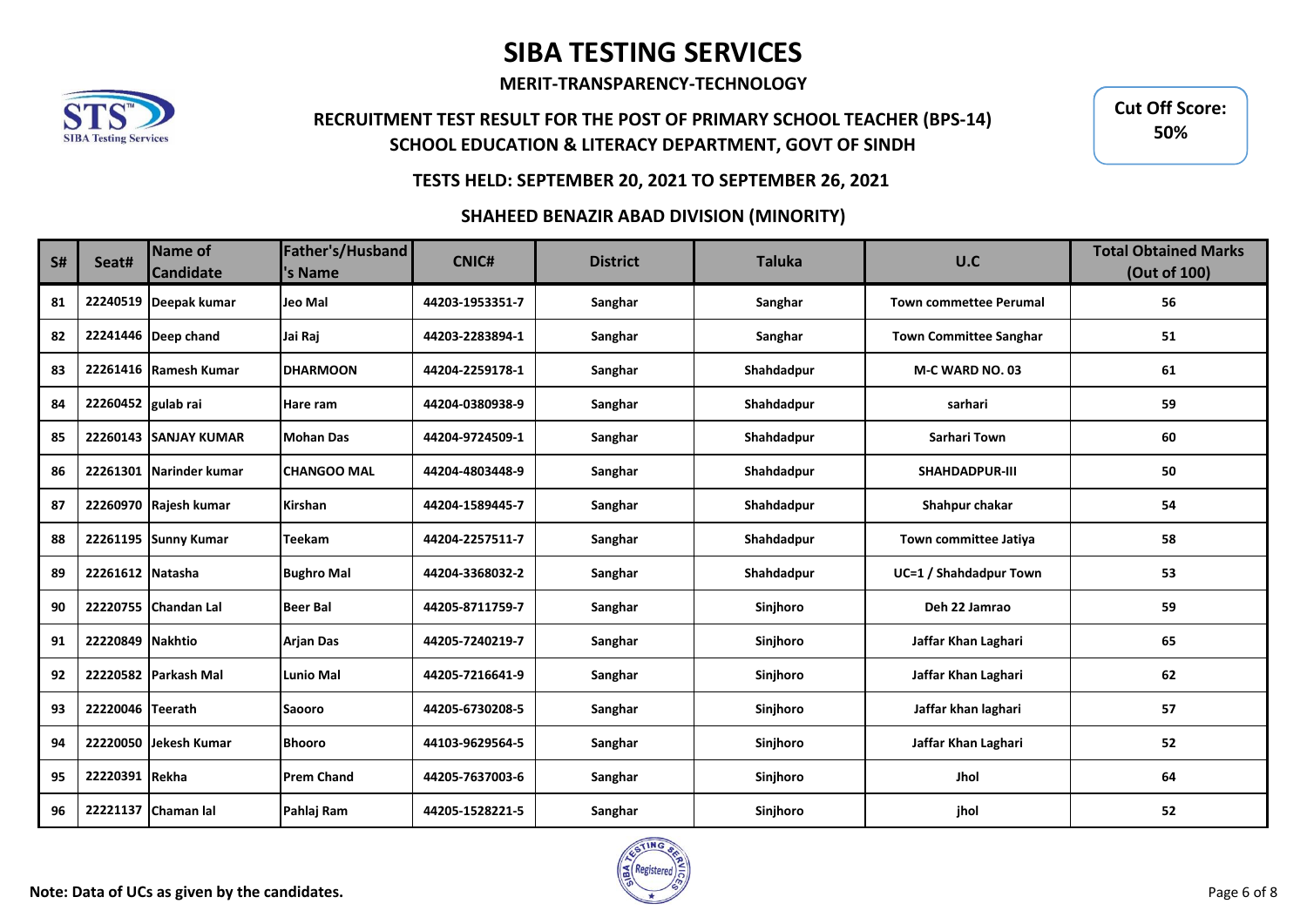# SIBA TESTING SERVICES

**MERIT-TRANSPARENCY-TECHNOLOGY**

**RECRUITMENT TEST RESULT FOR THE POST OF PRIMARY SCHOOL TEACHER (BPS-14)**
**SCHOOL EDUCATION & LITERACY DEPARTMENT, GOVT OF SINDH**

**Cut Off Score: 50%**

**TESTS HELD: SEPTEMBER 20, 2021 TO SEPTEMBER 26, 2021**

**SHAHEED BENAZIR ABAD DIVISION (MINORITY)**

| S# | Seat# | Name of Candidate | Father's/Husband's Name | CNIC# | District | Taluka | U.C | Total Obtained Marks (Out of 100) |
|---|---|---|---|---|---|---|---|---|
| 81 | 22240519 | Deepak kumar | Jeo Mal | 44203-1953351-7 | Sanghar | Sanghar | Town commettee Perumal | 56 |
| 82 | 22241446 | Deep chand | Jai Raj | 44203-2283894-1 | Sanghar | Sanghar | Town Committee Sanghar | 51 |
| 83 | 22261416 | Ramesh Kumar | DHARMOON | 44204-2259178-1 | Sanghar | Shahdadpur | M-C WARD NO. 03 | 61 |
| 84 | 22260452 | gulab rai | Hare ram | 44204-0380938-9 | Sanghar | Shahdadpur | sarhari | 59 |
| 85 | 22260143 | SANJAY KUMAR | Mohan Das | 44204-9724509-1 | Sanghar | Shahdadpur | Sarhari Town | 60 |
| 86 | 22261301 | Narinder kumar | CHANGOO MAL | 44204-4803448-9 | Sanghar | Shahdadpur | SHAHDADPUR-III | 50 |
| 87 | 22260970 | Rajesh kumar | Kirshan | 44204-1589445-7 | Sanghar | Shahdadpur | Shahpur chakar | 54 |
| 88 | 22261195 | Sunny Kumar | Teekam | 44204-2257511-7 | Sanghar | Shahdadpur | Town committee Jatiya | 58 |
| 89 | 22261612 | Natasha | Bughro Mal | 44204-3368032-2 | Sanghar | Shahdadpur | UC=1 / Shahdadpur Town | 53 |
| 90 | 22220755 | Chandan Lal | Beer Bal | 44205-8711759-7 | Sanghar | Sinjhoro | Deh 22 Jamrao | 59 |
| 91 | 22220849 | Nakhtio | Arjan Das | 44205-7240219-7 | Sanghar | Sinjhoro | Jaffar Khan Laghari | 65 |
| 92 | 22220582 | Parkash Mal | Lunio Mal | 44205-7216641-9 | Sanghar | Sinjhoro | Jaffar Khan Laghari | 62 |
| 93 | 22220046 | Teerath | Saooro | 44205-6730208-5 | Sanghar | Sinjhoro | Jaffar khan laghari | 57 |
| 94 | 22220050 | Jekesh Kumar | Bhooro | 44103-9629564-5 | Sanghar | Sinjhoro | Jaffar Khan Laghari | 52 |
| 95 | 22220391 | Rekha | Prem Chand | 44205-7637003-6 | Sanghar | Sinjhoro | Jhol | 64 |
| 96 | 22221137 | Chaman lal | Pahlaj Ram | 44205-1528221-5 | Sanghar | Sinjhoro | jhol | 52 |

**Note: Data of UCs as given by the candidates.**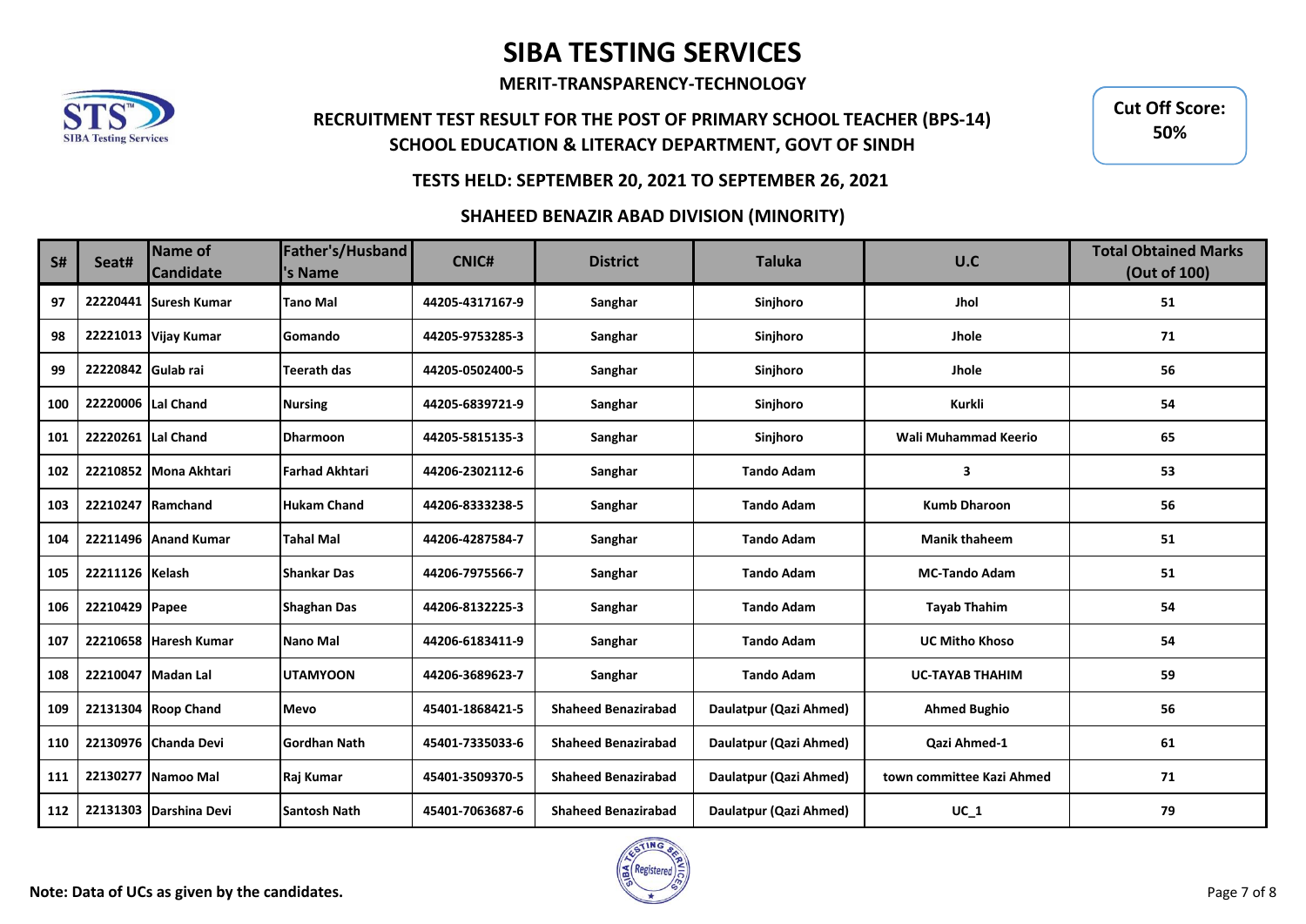# SIBA TESTING SERVICES

**MERIT-TRANSPARENCY-TECHNOLOGY**

**RECRUITMENT TEST RESULT FOR THE POST OF PRIMARY SCHOOL TEACHER (BPS-14)**
**SCHOOL EDUCATION & LITERACY DEPARTMENT, GOVT OF SINDH**

**Cut Off Score: 50%**

**TESTS HELD: SEPTEMBER 20, 2021 TO SEPTEMBER 26, 2021**

**SHAHEED BENAZIR ABAD DIVISION (MINORITY)**

| S# | Seat# | Name of Candidate | Father's/Husband's Name | CNIC# | District | Taluka | U.C | Total Obtained Marks (Out of 100) |
|---|---|---|---|---|---|---|---|---|
| 97 | 22220441 | Suresh Kumar | Tano Mal | 44205-4317167-9 | Sanghar | Sinjhoro | Jhol | 51 |
| 98 | 22221013 | Vijay Kumar | Gomando | 44205-9753285-3 | Sanghar | Sinjhoro | Jhole | 71 |
| 99 | 22220842 | Gulab rai | Teerath das | 44205-0502400-5 | Sanghar | Sinjhoro | Jhole | 56 |
| 100 | 22220006 | Lal Chand | Nursing | 44205-6839721-9 | Sanghar | Sinjhoro | Kurkli | 54 |
| 101 | 22220261 | Lal Chand | Dharmoon | 44205-5815135-3 | Sanghar | Sinjhoro | Wali Muhammad Keerio | 65 |
| 102 | 22210852 | Mona Akhtari | Farhad Akhtari | 44206-2302112-6 | Sanghar | Tando Adam | 3 | 53 |
| 103 | 22210247 | Ramchand | Hukam Chand | 44206-8333238-5 | Sanghar | Tando Adam | Kumb Dharoon | 56 |
| 104 | 22211496 | Anand Kumar | Tahal Mal | 44206-4287584-7 | Sanghar | Tando Adam | Manik thaheem | 51 |
| 105 | 22211126 | Kelash | Shankar Das | 44206-7975566-7 | Sanghar | Tando Adam | MC-Tando Adam | 51 |
| 106 | 22210429 | Papee | Shaghan Das | 44206-8132225-3 | Sanghar | Tando Adam | Tayab Thahim | 54 |
| 107 | 22210658 | Haresh Kumar | Nano Mal | 44206-6183411-9 | Sanghar | Tando Adam | UC Mitho Khoso | 54 |
| 108 | 22210047 | Madan Lal | UTAMYOON | 44206-3689623-7 | Sanghar | Tando Adam | UC-TAYAB THAHIM | 59 |
| 109 | 22131304 | Roop Chand | Mevo | 45401-1868421-5 | Shaheed Benazirabad | Daulatpur (Qazi Ahmed) | Ahmed Bughio | 56 |
| 110 | 22130976 | Chanda Devi | Gordhan Nath | 45401-7335033-6 | Shaheed Benazirabad | Daulatpur (Qazi Ahmed) | Qazi Ahmed-1 | 61 |
| 111 | 22130277 | Namoo Mal | Raj Kumar | 45401-3509370-5 | Shaheed Benazirabad | Daulatpur (Qazi Ahmed) | town committee Kazi Ahmed | 71 |
| 112 | 22131303 | Darshina Devi | Santosh Nath | 45401-7063687-6 | Shaheed Benazirabad | Daulatpur (Qazi Ahmed) | UC_1 | 79 |

**Note: Data of UCs as given by the candidates.**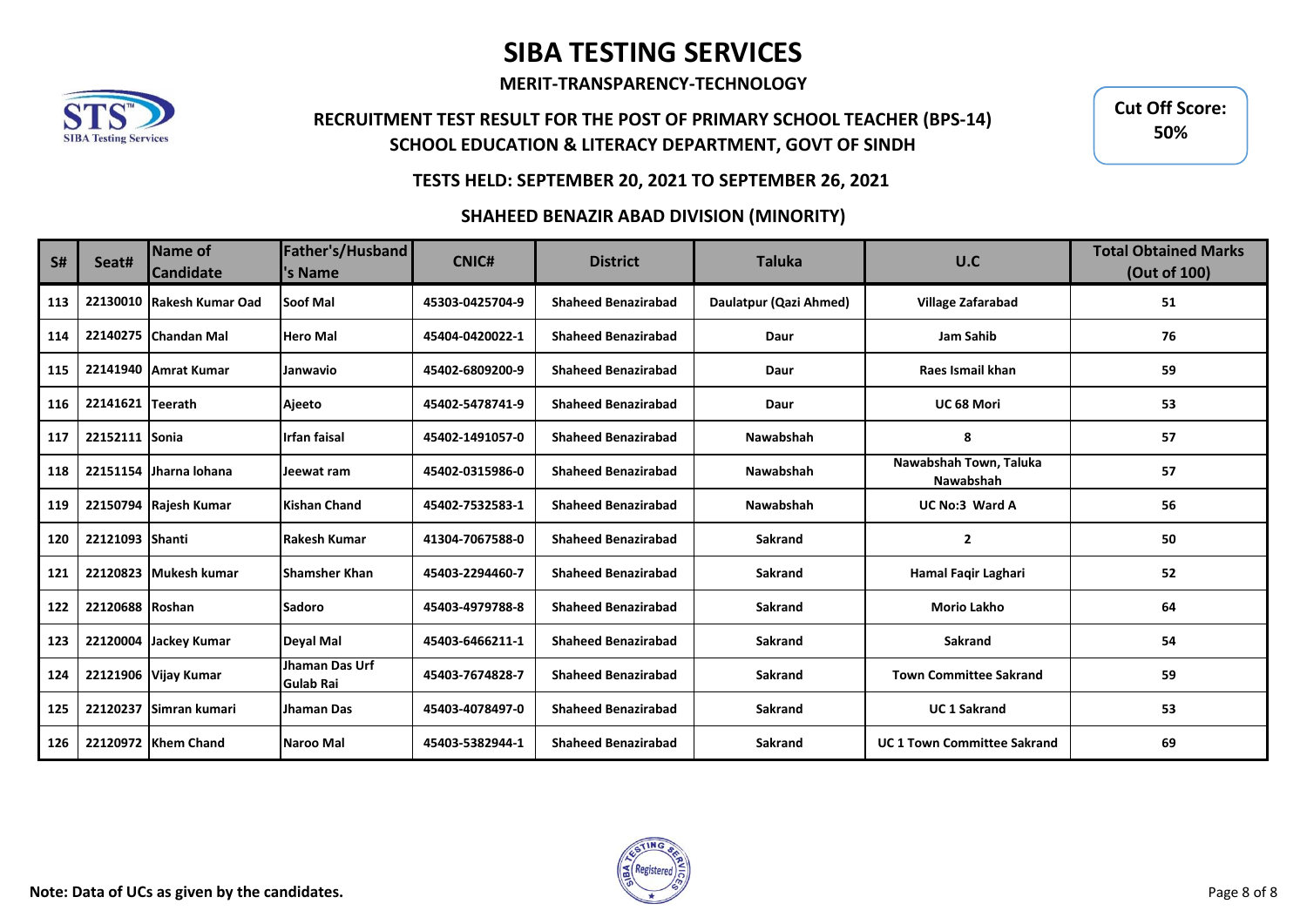# SIBA TESTING SERVICES

**MERIT-TRANSPARENCY-TECHNOLOGY**

**RECRUITMENT TEST RESULT FOR THE POST OF PRIMARY SCHOOL TEACHER (BPS-14)**
**SCHOOL EDUCATION & LITERACY DEPARTMENT, GOVT OF SINDH**

**Cut Off Score: 50%**

**TESTS HELD: SEPTEMBER 20, 2021 TO SEPTEMBER 26, 2021**

**SHAHEED BENAZIR ABAD DIVISION (MINORITY)**

| S# | Seat# | Name of Candidate | Father's/Husband's Name | CNIC# | District | Taluka | U.C | Total Obtained Marks (Out of 100) |
|---|---|---|---|---|---|---|---|---|
| 113 | 22130010 | Rakesh Kumar Oad | Soof Mal | 45303-0425704-9 | Shaheed Benazirabad | Daulatpur (Qazi Ahmed) | Village Zafarabad | 51 |
| 114 | 22140275 | Chandan Mal | Hero Mal | 45404-0420022-1 | Shaheed Benazirabad | Daur | Jam Sahib | 76 |
| 115 | 22141940 | Amrat Kumar | Janwavio | 45402-6809200-9 | Shaheed Benazirabad | Daur | Raes Ismail khan | 59 |
| 116 | 22141621 | Teerath | Ajeeto | 45402-5478741-9 | Shaheed Benazirabad | Daur | UC 68 Mori | 53 |
| 117 | 22152111 | Sonia | Irfan faisal | 45402-1491057-0 | Shaheed Benazirabad | Nawabshah | 8 | 57 |
| 118 | 22151154 | Jharna lohana | Jeewat ram | 45402-0315986-0 | Shaheed Benazirabad | Nawabshah | Nawabshah Town, Taluka Nawabshah | 57 |
| 119 | 22150794 | Rajesh Kumar | Kishan Chand | 45402-7532583-1 | Shaheed Benazirabad | Nawabshah | UC No:3 Ward A | 56 |
| 120 | 22121093 | Shanti | Rakesh Kumar | 41304-7067588-0 | Shaheed Benazirabad | Sakrand | 2 | 50 |
| 121 | 22120823 | Mukesh kumar | Shamsher Khan | 45403-2294460-7 | Shaheed Benazirabad | Sakrand | Hamal Faqir Laghari | 52 |
| 122 | 22120688 | Roshan | Sadoro | 45403-4979788-8 | Shaheed Benazirabad | Sakrand | Morio Lakho | 64 |
| 123 | 22120004 | Jackey Kumar | Deyal Mal | 45403-6466211-1 | Shaheed Benazirabad | Sakrand | Sakrand | 54 |
| 124 | 22121906 | Vijay Kumar | Jhaman Das Urf Gulab Rai | 45403-7674828-7 | Shaheed Benazirabad | Sakrand | Town Committee Sakrand | 59 |
| 125 | 22120237 | Simran kumari | Jhaman Das | 45403-4078497-0 | Shaheed Benazirabad | Sakrand | UC 1 Sakrand | 53 |
| 126 | 22120972 | Khem Chand | Naroo Mal | 45403-5382944-1 | Shaheed Benazirabad | Sakrand | UC 1 Town Committee Sakrand | 69 |

**Note: Data of UCs as given by the candidates.**